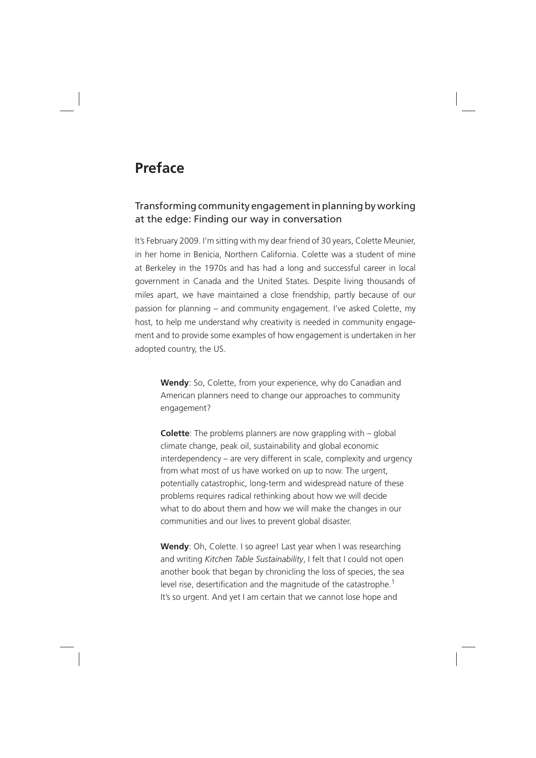# Preface

## Transforming community engagement in planning by working at the edge: Finding our way in conversation

It's February 2009. I'm sitting with my dear friend of 30 years, Colette Meunier, in her home in Benicia, Northern California. Colette was a student of mine at Berkeley in the 1970s and has had a long and successful career in local government in Canada and the United States. Despite living thousands of miles apart, we have maintained a close friendship, partly because of our passion for planning – and community engagement. I've asked Colette, my host, to help me understand why creativity is needed in community engagement and to provide some examples of how engagement is undertaken in her adopted country, the US.

> **Wendy**: So, Colette, from your experience, why do Canadian and American planners need to change our approaches to community engagement?
>
> **Colette**: The problems planners are now grappling with – global climate change, peak oil, sustainability and global economic interdependency – are very different in scale, complexity and urgency from what most of us have worked on up to now. The urgent, potentially catastrophic, long-term and widespread nature of these problems requires radical rethinking about how we will decide what to do about them and how we will make the changes in our communities and our lives to prevent global disaster.
>
> **Wendy**: Oh, Colette. I so agree! Last year when I was researching and writing *Kitchen Table Sustainability*, I felt that I could not open another book that began by chronicling the loss of species, the sea level rise, desertification and the magnitude of the catastrophe.[1] It's so urgent. And yet I am certain that we cannot lose hope and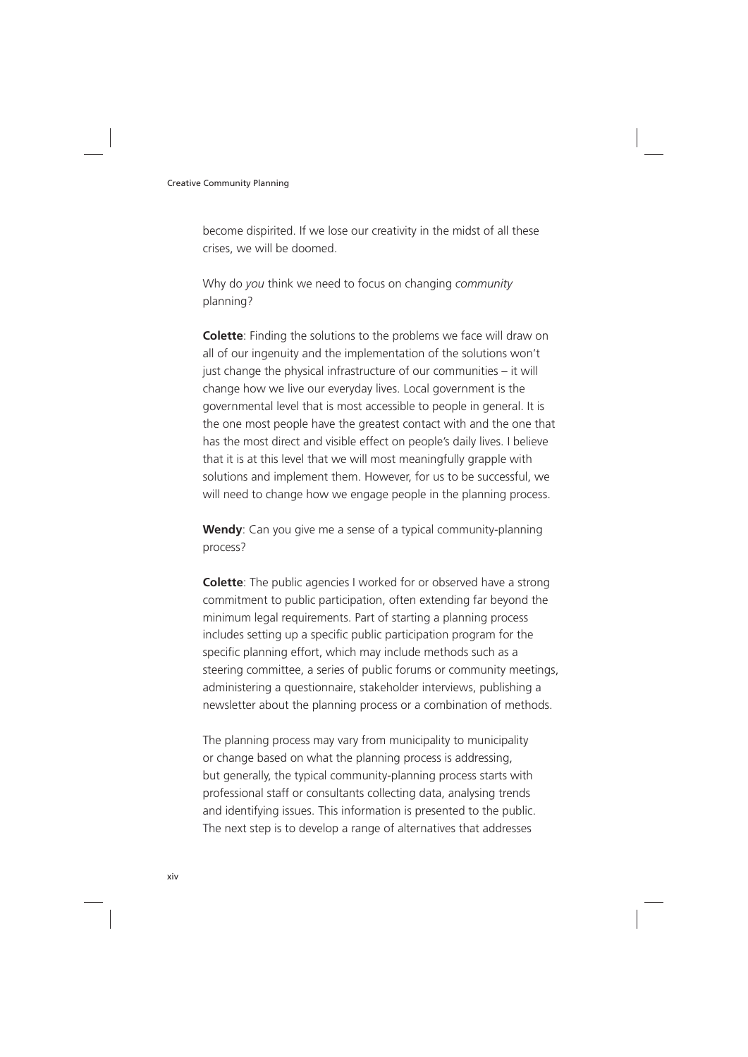become dispirited. If we lose our creativity in the midst of all these crises, we will be doomed.

Why do *you* think we need to focus on changing *community* planning?

**Colette**: Finding the solutions to the problems we face will draw on all of our ingenuity and the implementation of the solutions won't just change the physical infrastructure of our communities – it will change how we live our everyday lives. Local government is the governmental level that is most accessible to people in general. It is the one most people have the greatest contact with and the one that has the most direct and visible effect on people's daily lives. I believe that it is at this level that we will most meaningfully grapple with solutions and implement them. However, for us to be successful, we will need to change how we engage people in the planning process.

**Wendy**: Can you give me a sense of a typical community-planning process?

**Colette**: The public agencies I worked for or observed have a strong commitment to public participation, often extending far beyond the minimum legal requirements. Part of starting a planning process includes setting up a specific public participation program for the specific planning effort, which may include methods such as a steering committee, a series of public forums or community meetings, administering a questionnaire, stakeholder interviews, publishing a newsletter about the planning process or a combination of methods.

The planning process may vary from municipality to municipality or change based on what the planning process is addressing, but generally, the typical community-planning process starts with professional staff or consultants collecting data, analysing trends and identifying issues. This information is presented to the public. The next step is to develop a range of alternatives that addresses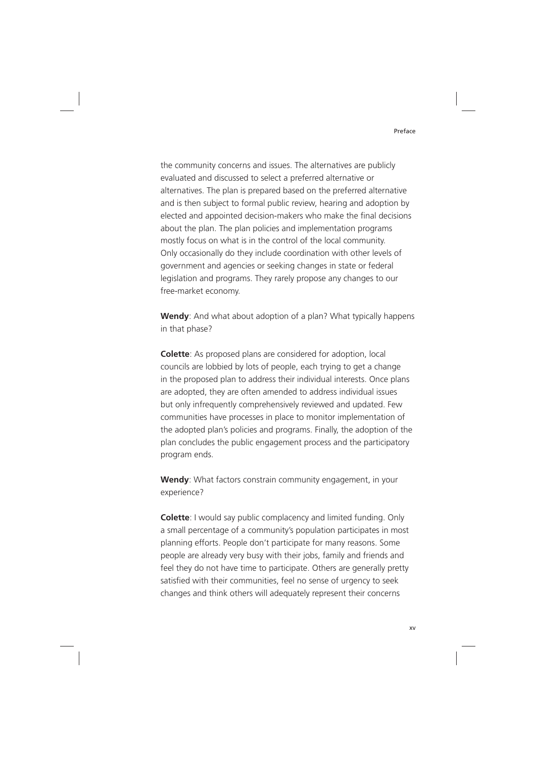the community concerns and issues. The alternatives are publicly evaluated and discussed to select a preferred alternative or alternatives. The plan is prepared based on the preferred alternative and is then subject to formal public review, hearing and adoption by elected and appointed decision-makers who make the final decisions about the plan. The plan policies and implementation programs mostly focus on what is in the control of the local community. Only occasionally do they include coordination with other levels of government and agencies or seeking changes in state or federal legislation and programs. They rarely propose any changes to our free-market economy.

**Wendy**: And what about adoption of a plan? What typically happens in that phase?

**Colette**: As proposed plans are considered for adoption, local councils are lobbied by lots of people, each trying to get a change in the proposed plan to address their individual interests. Once plans are adopted, they are often amended to address individual issues but only infrequently comprehensively reviewed and updated. Few communities have processes in place to monitor implementation of the adopted plan's policies and programs. Finally, the adoption of the plan concludes the public engagement process and the participatory program ends.

**Wendy**: What factors constrain community engagement, in your experience?

**Colette**: I would say public complacency and limited funding. Only a small percentage of a community's population participates in most planning efforts. People don't participate for many reasons. Some people are already very busy with their jobs, family and friends and feel they do not have time to participate. Others are generally pretty satisfied with their communities, feel no sense of urgency to seek changes and think others will adequately represent their concerns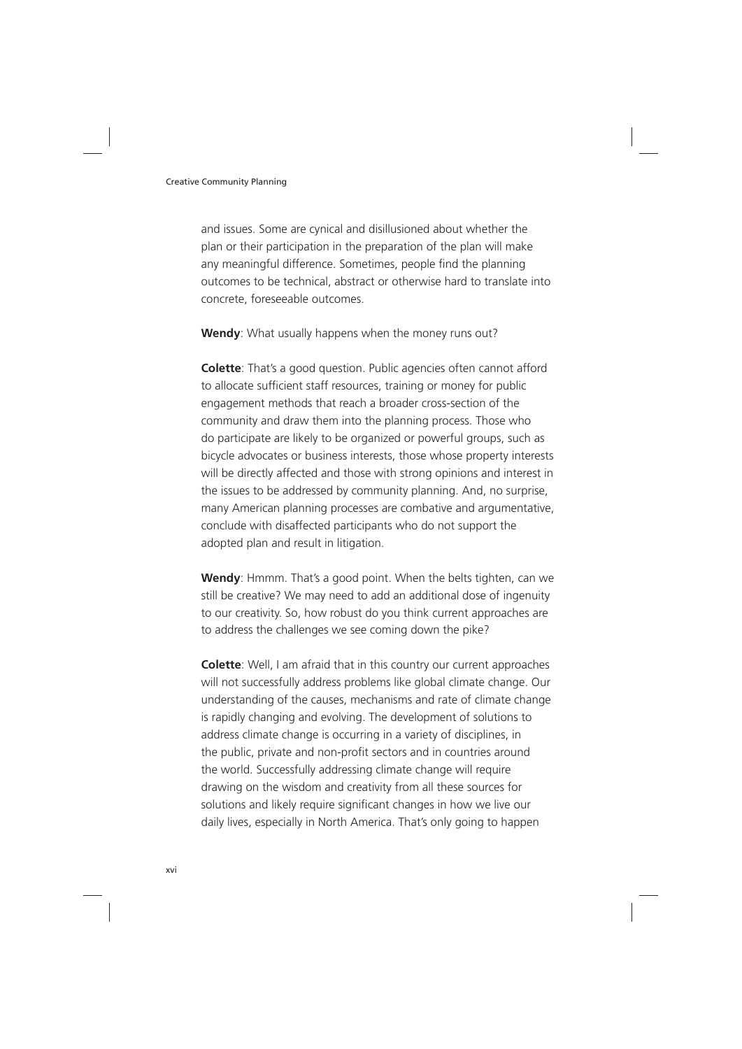and issues. Some are cynical and disillusioned about whether the plan or their participation in the preparation of the plan will make any meaningful difference. Sometimes, people find the planning outcomes to be technical, abstract or otherwise hard to translate into concrete, foreseeable outcomes.

**Wendy**: What usually happens when the money runs out?

**Colette**: That's a good question. Public agencies often cannot afford to allocate sufficient staff resources, training or money for public engagement methods that reach a broader cross-section of the community and draw them into the planning process. Those who do participate are likely to be organized or powerful groups, such as bicycle advocates or business interests, those whose property interests will be directly affected and those with strong opinions and interest in the issues to be addressed by community planning. And, no surprise, many American planning processes are combative and argumentative, conclude with disaffected participants who do not support the adopted plan and result in litigation.

**Wendy**: Hmmm. That's a good point. When the belts tighten, can we still be creative? We may need to add an additional dose of ingenuity to our creativity. So, how robust do you think current approaches are to address the challenges we see coming down the pike?

**Colette**: Well, I am afraid that in this country our current approaches will not successfully address problems like global climate change. Our understanding of the causes, mechanisms and rate of climate change is rapidly changing and evolving. The development of solutions to address climate change is occurring in a variety of disciplines, in the public, private and non-profit sectors and in countries around the world. Successfully addressing climate change will require drawing on the wisdom and creativity from all these sources for solutions and likely require significant changes in how we live our daily lives, especially in North America. That's only going to happen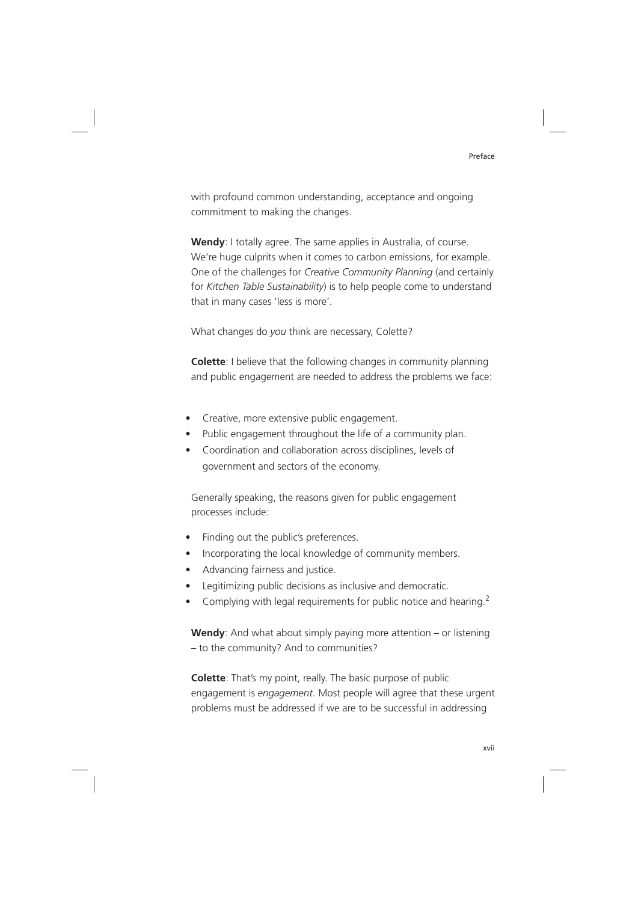with profound common understanding, acceptance and ongoing commitment to making the changes.

**Wendy**: I totally agree. The same applies in Australia, of course. We're huge culprits when it comes to carbon emissions, for example. One of the challenges for *Creative Community Planning* (and certainly for *Kitchen Table Sustainability*) is to help people come to understand that in many cases 'less is more'.

What changes do *you* think are necessary, Colette?

**Colette**: I believe that the following changes in community planning and public engagement are needed to address the problems we face:

- Creative, more extensive public engagement.
- Public engagement throughout the life of a community plan.
- Coordination and collaboration across disciplines, levels of government and sectors of the economy.

Generally speaking, the reasons given for public engagement processes include:

- Finding out the public's preferences.
- Incorporating the local knowledge of community members.
- Advancing fairness and justice.
- Legitimizing public decisions as inclusive and democratic.
- Complying with legal requirements for public notice and hearing.[2]

**Wendy**: And what about simply paying more attention – or listening – to the community? And to communities?

**Colette**: That's my point, really. The basic purpose of public engagement is *engagement*. Most people will agree that these urgent problems must be addressed if we are to be successful in addressing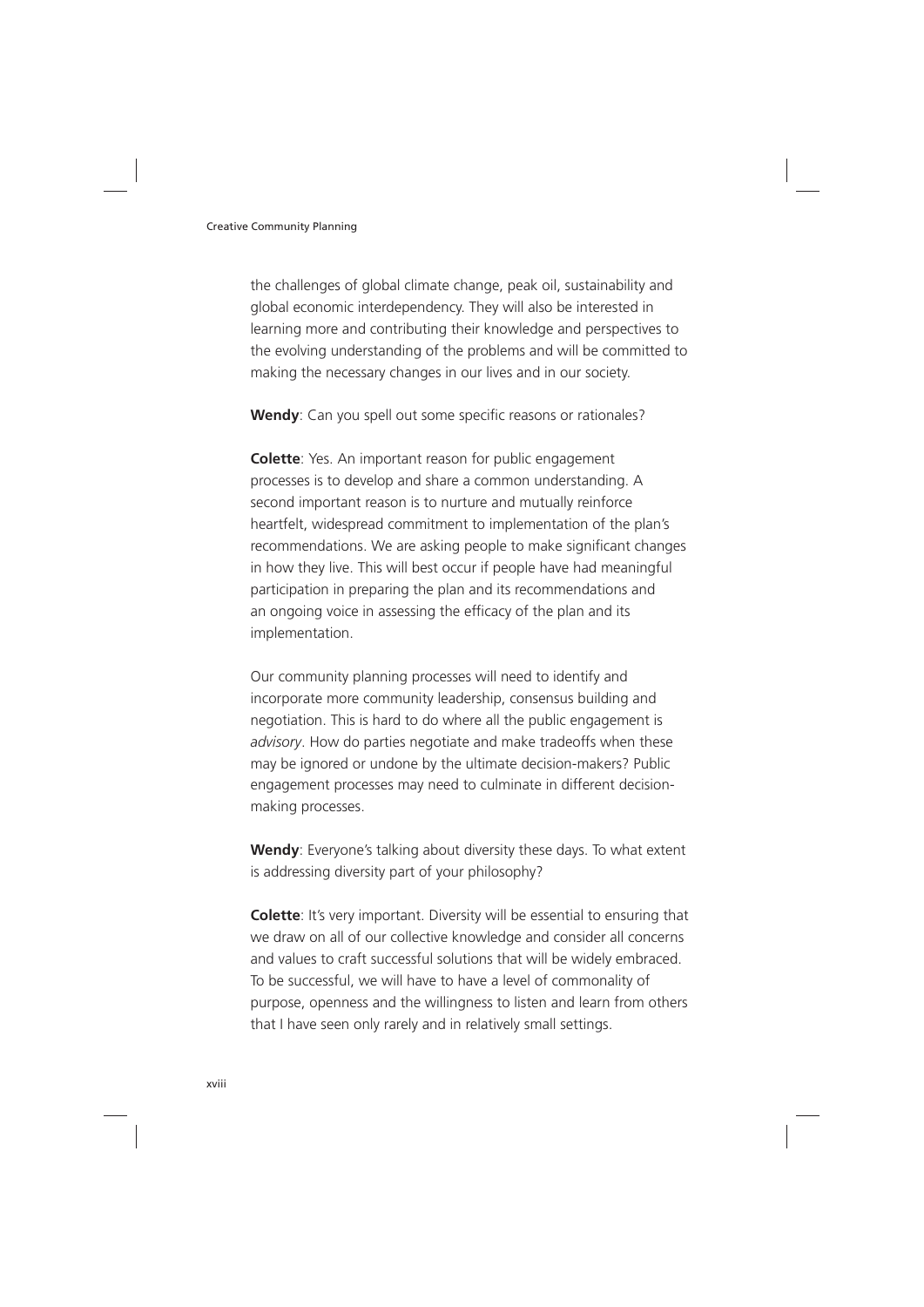the challenges of global climate change, peak oil, sustainability and global economic interdependency. They will also be interested in learning more and contributing their knowledge and perspectives to the evolving understanding of the problems and will be committed to making the necessary changes in our lives and in our society.

**Wendy**: Can you spell out some specific reasons or rationales?

**Colette**: Yes. An important reason for public engagement processes is to develop and share a common understanding. A second important reason is to nurture and mutually reinforce heartfelt, widespread commitment to implementation of the plan's recommendations. We are asking people to make significant changes in how they live. This will best occur if people have had meaningful participation in preparing the plan and its recommendations and an ongoing voice in assessing the efficacy of the plan and its implementation.

Our community planning processes will need to identify and incorporate more community leadership, consensus building and negotiation. This is hard to do where all the public engagement is *advisory*. How do parties negotiate and make tradeoffs when these may be ignored or undone by the ultimate decision-makers? Public engagement processes may need to culminate in different decision-making processes.

**Wendy**: Everyone's talking about diversity these days. To what extent is addressing diversity part of your philosophy?

**Colette**: It's very important. Diversity will be essential to ensuring that we draw on all of our collective knowledge and consider all concerns and values to craft successful solutions that will be widely embraced. To be successful, we will have to have a level of commonality of purpose, openness and the willingness to listen and learn from others that I have seen only rarely and in relatively small settings.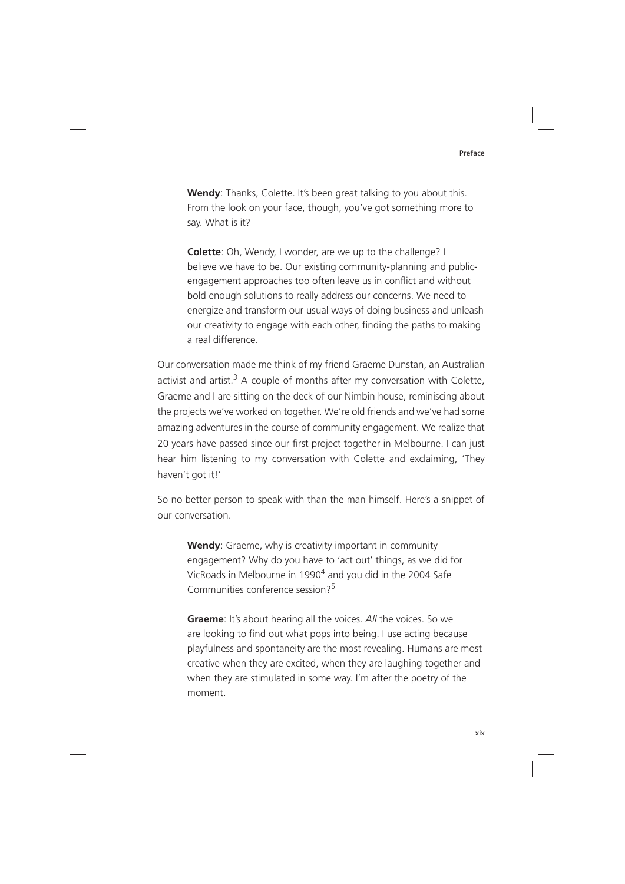**Wendy**: Thanks, Colette. It's been great talking to you about this. From the look on your face, though, you've got something more to say. What is it?

**Colette**: Oh, Wendy, I wonder, are we up to the challenge? I believe we have to be. Our existing community-planning and public-engagement approaches too often leave us in conflict and without bold enough solutions to really address our concerns. We need to energize and transform our usual ways of doing business and unleash our creativity to engage with each other, finding the paths to making a real difference.

Our conversation made me think of my friend Graeme Dunstan, an Australian activist and artist.[3] A couple of months after my conversation with Colette, Graeme and I are sitting on the deck of our Nimbin house, reminiscing about the projects we've worked on together. We're old friends and we've had some amazing adventures in the course of community engagement. We realize that 20 years have passed since our first project together in Melbourne. I can just hear him listening to my conversation with Colette and exclaiming, 'They haven't got it!'

So no better person to speak with than the man himself. Here's a snippet of our conversation.

**Wendy**: Graeme, why is creativity important in community engagement? Why do you have to 'act out' things, as we did for VicRoads in Melbourne in 1990[4] and you did in the 2004 Safe Communities conference session?[5]

**Graeme**: It's about hearing all the voices. *All* the voices. So we are looking to find out what pops into being. I use acting because playfulness and spontaneity are the most revealing. Humans are most creative when they are excited, when they are laughing together and when they are stimulated in some way. I'm after the poetry of the moment.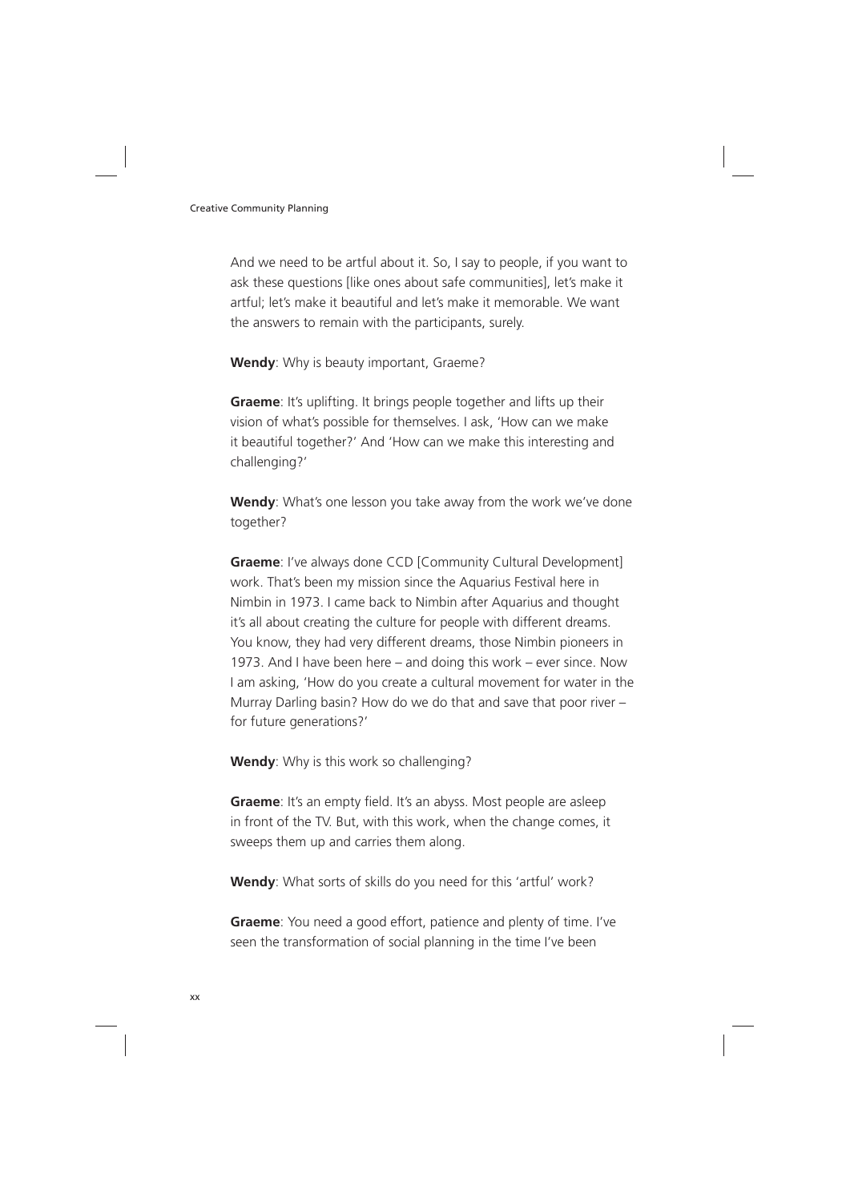And we need to be artful about it. So, I say to people, if you want to ask these questions [like ones about safe communities], let's make it artful; let's make it beautiful and let's make it memorable. We want the answers to remain with the participants, surely.

**Wendy**: Why is beauty important, Graeme?

**Graeme**: It's uplifting. It brings people together and lifts up their vision of what's possible for themselves. I ask, 'How can we make it beautiful together?' And 'How can we make this interesting and challenging?'

**Wendy**: What's one lesson you take away from the work we've done together?

**Graeme**: I've always done CCD [Community Cultural Development] work. That's been my mission since the Aquarius Festival here in Nimbin in 1973. I came back to Nimbin after Aquarius and thought it's all about creating the culture for people with different dreams. You know, they had very different dreams, those Nimbin pioneers in 1973. And I have been here – and doing this work – ever since. Now I am asking, 'How do you create a cultural movement for water in the Murray Darling basin? How do we do that and save that poor river – for future generations?'

**Wendy**: Why is this work so challenging?

**Graeme**: It's an empty field. It's an abyss. Most people are asleep in front of the TV. But, with this work, when the change comes, it sweeps them up and carries them along.

**Wendy**: What sorts of skills do you need for this 'artful' work?

**Graeme**: You need a good effort, patience and plenty of time. I've seen the transformation of social planning in the time I've been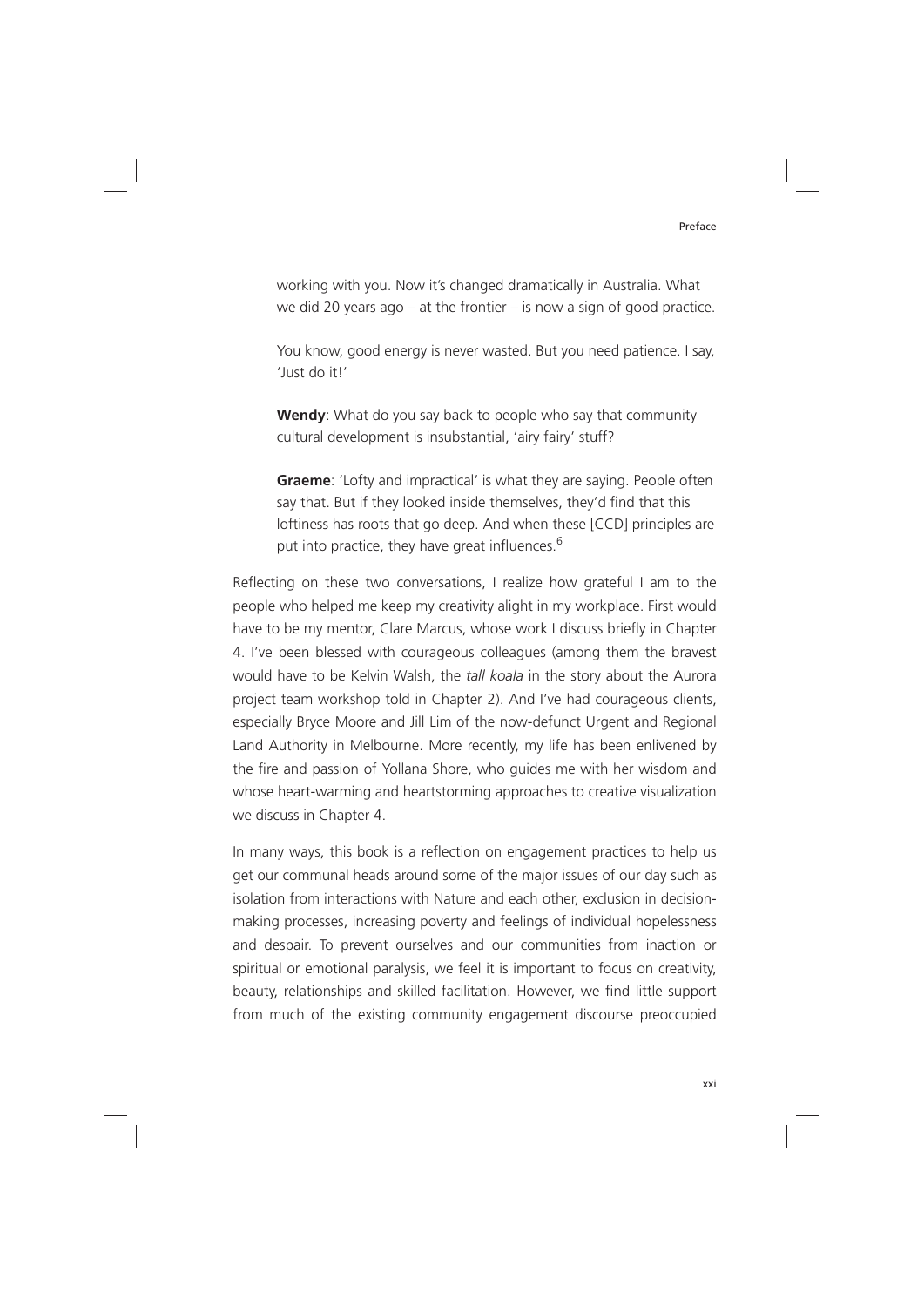working with you. Now it's changed dramatically in Australia. What we did 20 years ago – at the frontier – is now a sign of good practice.

You know, good energy is never wasted. But you need patience. I say, 'Just do it!'

**Wendy**: What do you say back to people who say that community cultural development is insubstantial, 'airy fairy' stuff?

**Graeme**: 'Lofty and impractical' is what they are saying. People often say that. But if they looked inside themselves, they'd find that this loftiness has roots that go deep. And when these [CCD] principles are put into practice, they have great influences.[6]

Reflecting on these two conversations, I realize how grateful I am to the people who helped me keep my creativity alight in my workplace. First would have to be my mentor, Clare Marcus, whose work I discuss briefly in Chapter 4. I've been blessed with courageous colleagues (among them the bravest would have to be Kelvin Walsh, the *tall koala* in the story about the Aurora project team workshop told in Chapter 2). And I've had courageous clients, especially Bryce Moore and Jill Lim of the now-defunct Urgent and Regional Land Authority in Melbourne. More recently, my life has been enlivened by the fire and passion of Yollana Shore, who guides me with her wisdom and whose heart-warming and heartstorming approaches to creative visualization we discuss in Chapter 4.

In many ways, this book is a reflection on engagement practices to help us get our communal heads around some of the major issues of our day such as isolation from interactions with Nature and each other, exclusion in decision-making processes, increasing poverty and feelings of individual hopelessness and despair. To prevent ourselves and our communities from inaction or spiritual or emotional paralysis, we feel it is important to focus on creativity, beauty, relationships and skilled facilitation. However, we find little support from much of the existing community engagement discourse preoccupied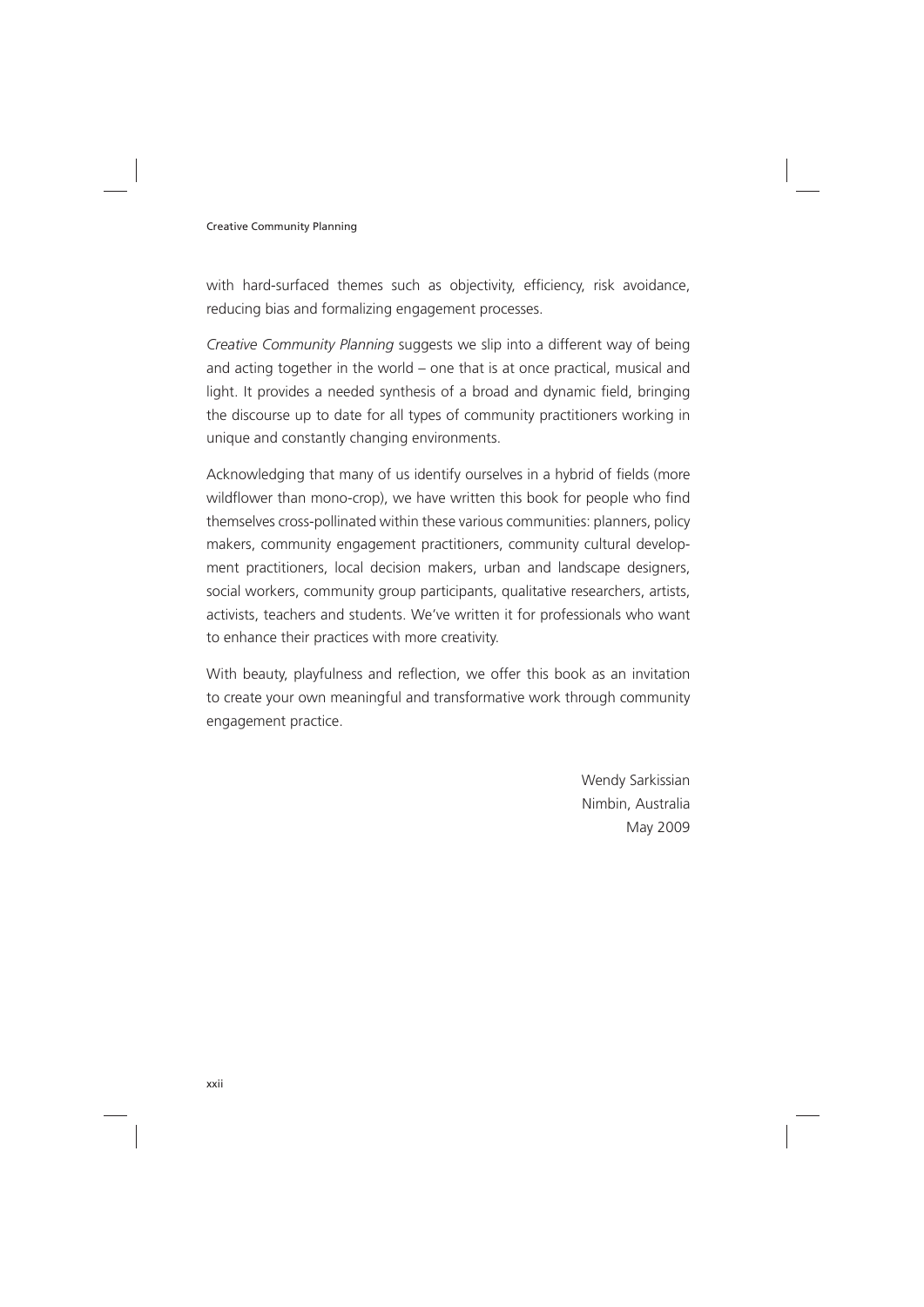with hard-surfaced themes such as objectivity, efficiency, risk avoidance, reducing bias and formalizing engagement processes.

*Creative Community Planning* suggests we slip into a different way of being and acting together in the world – one that is at once practical, musical and light. It provides a needed synthesis of a broad and dynamic field, bringing the discourse up to date for all types of community practitioners working in unique and constantly changing environments.

Acknowledging that many of us identify ourselves in a hybrid of fields (more wildflower than mono-crop), we have written this book for people who find themselves cross-pollinated within these various communities: planners, policy makers, community engagement practitioners, community cultural development practitioners, local decision makers, urban and landscape designers, social workers, community group participants, qualitative researchers, artists, activists, teachers and students. We've written it for professionals who want to enhance their practices with more creativity.

With beauty, playfulness and reflection, we offer this book as an invitation to create your own meaningful and transformative work through community engagement practice.

Wendy Sarkissian
Nimbin, Australia
May 2009